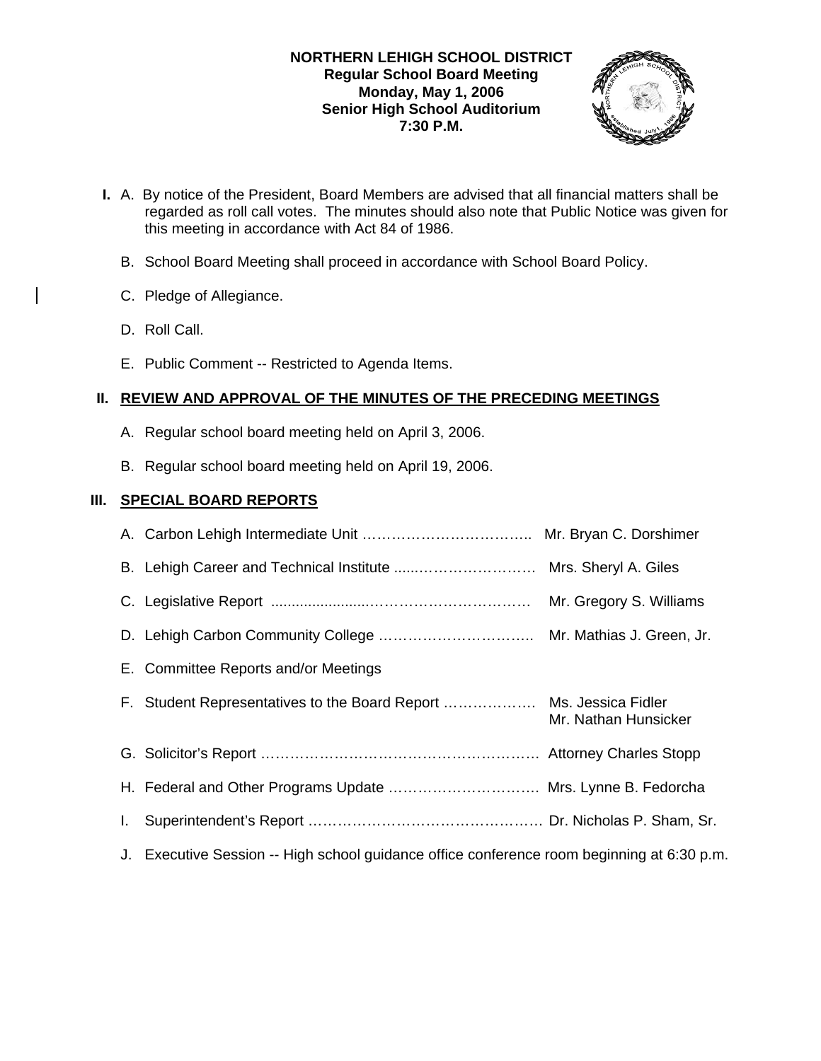**NORTHERN LEHIGH SCHOOL DISTRICT**
**Regular School Board Meeting**
**Monday, May 1, 2006**
**Senior High School Auditorium**
**7:30 P.M.**

**I.** A. By notice of the President, Board Members are advised that all financial matters shall be regarded as roll call votes. The minutes should also note that Public Notice was given for this meeting in accordance with Act 84 of 1986.

B. School Board Meeting shall proceed in accordance with School Board Policy.

C. Pledge of Allegiance.

D. Roll Call.

E. Public Comment -- Restricted to Agenda Items.

## II. REVIEW AND APPROVAL OF THE MINUTES OF THE PRECEDING MEETINGS

A. Regular school board meeting held on April 3, 2006.

B. Regular school board meeting held on April 19, 2006.

## III. SPECIAL BOARD REPORTS

A. Carbon Lehigh Intermediate Unit …………………………….. Mr. Bryan C. Dorshimer

B. Lehigh Career and Technical Institute .....…………………… Mrs. Sheryl A. Giles

C. Legislative Report ......................……………………………. Mr. Gregory S. Williams

D. Lehigh Carbon Community College ………………………….. Mr. Mathias J. Green, Jr.

E. Committee Reports and/or Meetings

F. Student Representatives to the Board Report ………………. Ms. Jessica Fidler
Mr. Nathan Hunsicker

G. Solicitor's Report ………………………………………………. Attorney Charles Stopp

H. Federal and Other Programs Update …………………………. Mrs. Lynne B. Fedorcha

I. Superintendent's Report ………………………………………. Dr. Nicholas P. Sham, Sr.

J. Executive Session -- High school guidance office conference room beginning at 6:30 p.m.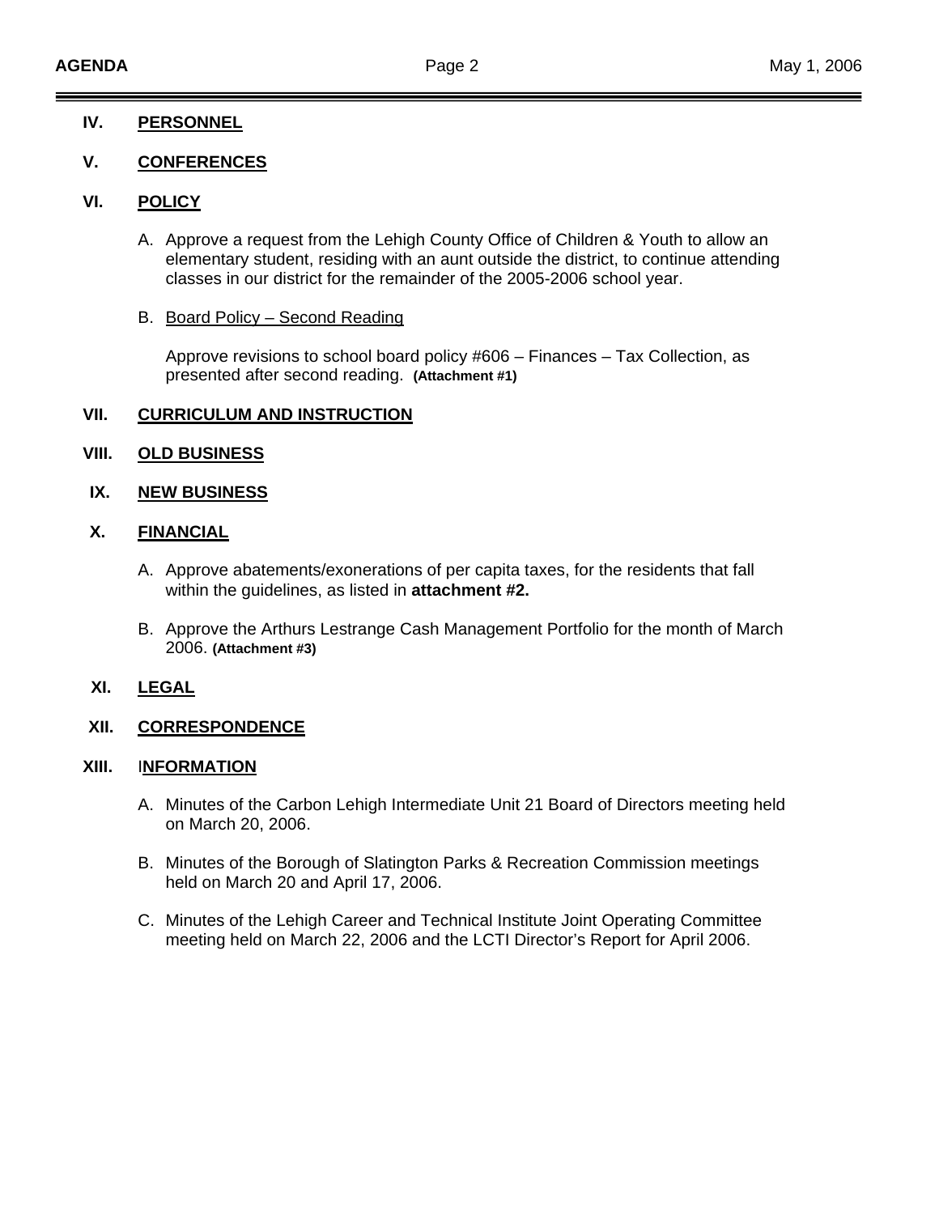## IV. PERSONNEL

## V. CONFERENCES

## VI. POLICY

A. Approve a request from the Lehigh County Office of Children & Youth to allow an elementary student, residing with an aunt outside the district, to continue attending classes in our district for the remainder of the 2005-2006 school year.

B. Board Policy – Second Reading

Approve revisions to school board policy #606 – Finances – Tax Collection, as presented after second reading. **(Attachment #1)**

## VII. CURRICULUM AND INSTRUCTION

## VIII. OLD BUSINESS

## IX. NEW BUSINESS

## X. FINANCIAL

A. Approve abatements/exonerations of per capita taxes, for the residents that fall within the guidelines, as listed in **attachment #2.**

B. Approve the Arthurs Lestrange Cash Management Portfolio for the month of March 2006. **(Attachment #3)**

## XI. LEGAL

## XII. CORRESPONDENCE

## XIII. INFORMATION

A. Minutes of the Carbon Lehigh Intermediate Unit 21 Board of Directors meeting held on March 20, 2006.

B. Minutes of the Borough of Slatington Parks & Recreation Commission meetings held on March 20 and April 17, 2006.

C. Minutes of the Lehigh Career and Technical Institute Joint Operating Committee meeting held on March 22, 2006 and the LCTI Director's Report for April 2006.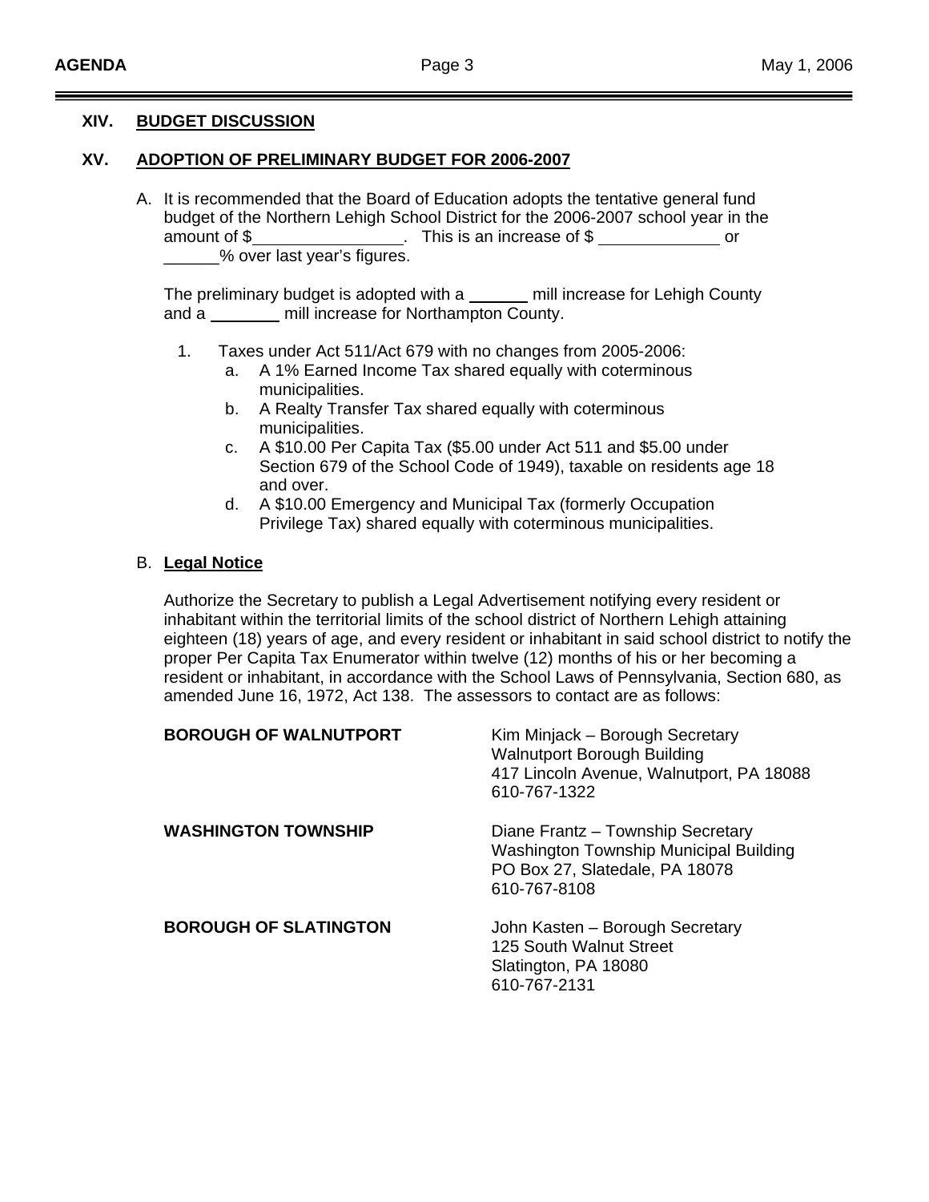## XIV. BUDGET DISCUSSION

## XV. ADOPTION OF PRELIMINARY BUDGET FOR 2006-2007

A. It is recommended that the Board of Education adopts the tentative general fund budget of the Northern Lehigh School District for the 2006-2007 school year in the amount of $________________. This is an increase of $ _____________ or ______% over last year's figures.

The preliminary budget is adopted with a ______ mill increase for Lehigh County and a ________ mill increase for Northampton County.

1. Taxes under Act 511/Act 679 with no changes from 2005-2006:
   a. A 1% Earned Income Tax shared equally with coterminous municipalities.
   b. A Realty Transfer Tax shared equally with coterminous municipalities.
   c. A $10.00 Per Capita Tax ($5.00 under Act 511 and $5.00 under Section 679 of the School Code of 1949), taxable on residents age 18 and over.
   d. A $10.00 Emergency and Municipal Tax (formerly Occupation Privilege Tax) shared equally with coterminous municipalities.

B. **Legal Notice**

Authorize the Secretary to publish a Legal Advertisement notifying every resident or inhabitant within the territorial limits of the school district of Northern Lehigh attaining eighteen (18) years of age, and every resident or inhabitant in said school district to notify the proper Per Capita Tax Enumerator within twelve (12) months of his or her becoming a resident or inhabitant, in accordance with the School Laws of Pennsylvania, Section 680, as amended June 16, 1972, Act 138. The assessors to contact are as follows:

**BOROUGH OF WALNUTPORT**
Kim Minjack – Borough Secretary
Walnutport Borough Building
417 Lincoln Avenue, Walnutport, PA 18088
610-767-1322

**WASHINGTON TOWNSHIP**
Diane Frantz – Township Secretary
Washington Township Municipal Building
PO Box 27, Slatedale, PA 18078
610-767-8108

**BOROUGH OF SLATINGTON**
John Kasten – Borough Secretary
125 South Walnut Street
Slatington, PA 18080
610-767-2131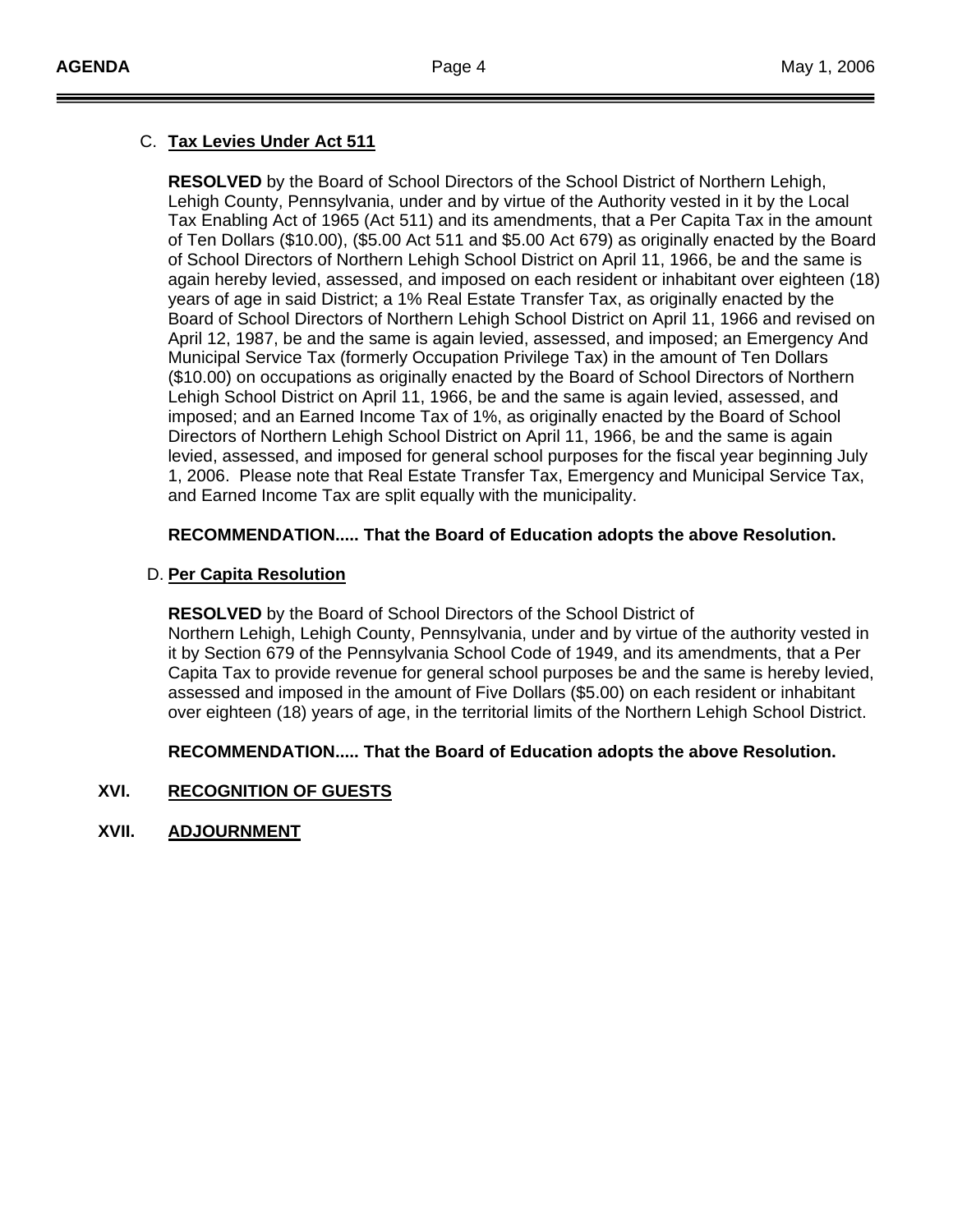C. **Tax Levies Under Act 511**

**RESOLVED** by the Board of School Directors of the School District of Northern Lehigh, Lehigh County, Pennsylvania, under and by virtue of the Authority vested in it by the Local Tax Enabling Act of 1965 (Act 511) and its amendments, that a Per Capita Tax in the amount of Ten Dollars ($10.00), ($5.00 Act 511 and $5.00 Act 679) as originally enacted by the Board of School Directors of Northern Lehigh School District on April 11, 1966, be and the same is again hereby levied, assessed, and imposed on each resident or inhabitant over eighteen (18) years of age in said District; a 1% Real Estate Transfer Tax, as originally enacted by the Board of School Directors of Northern Lehigh School District on April 11, 1966 and revised on April 12, 1987, be and the same is again levied, assessed, and imposed; an Emergency And Municipal Service Tax (formerly Occupation Privilege Tax) in the amount of Ten Dollars ($10.00) on occupations as originally enacted by the Board of School Directors of Northern Lehigh School District on April 11, 1966, be and the same is again levied, assessed, and imposed; and an Earned Income Tax of 1%, as originally enacted by the Board of School Directors of Northern Lehigh School District on April 11, 1966, be and the same is again levied, assessed, and imposed for general school purposes for the fiscal year beginning July 1, 2006. Please note that Real Estate Transfer Tax, Emergency and Municipal Service Tax, and Earned Income Tax are split equally with the municipality.

**RECOMMENDATION..... That the Board of Education adopts the above Resolution.**

D. **Per Capita Resolution**

**RESOLVED** by the Board of School Directors of the School District of Northern Lehigh, Lehigh County, Pennsylvania, under and by virtue of the authority vested in it by Section 679 of the Pennsylvania School Code of 1949, and its amendments, that a Per Capita Tax to provide revenue for general school purposes be and the same is hereby levied, assessed and imposed in the amount of Five Dollars ($5.00) on each resident or inhabitant over eighteen (18) years of age, in the territorial limits of the Northern Lehigh School District.

**RECOMMENDATION..... That the Board of Education adopts the above Resolution.**

## XVI. RECOGNITION OF GUESTS

## XVII. ADJOURNMENT